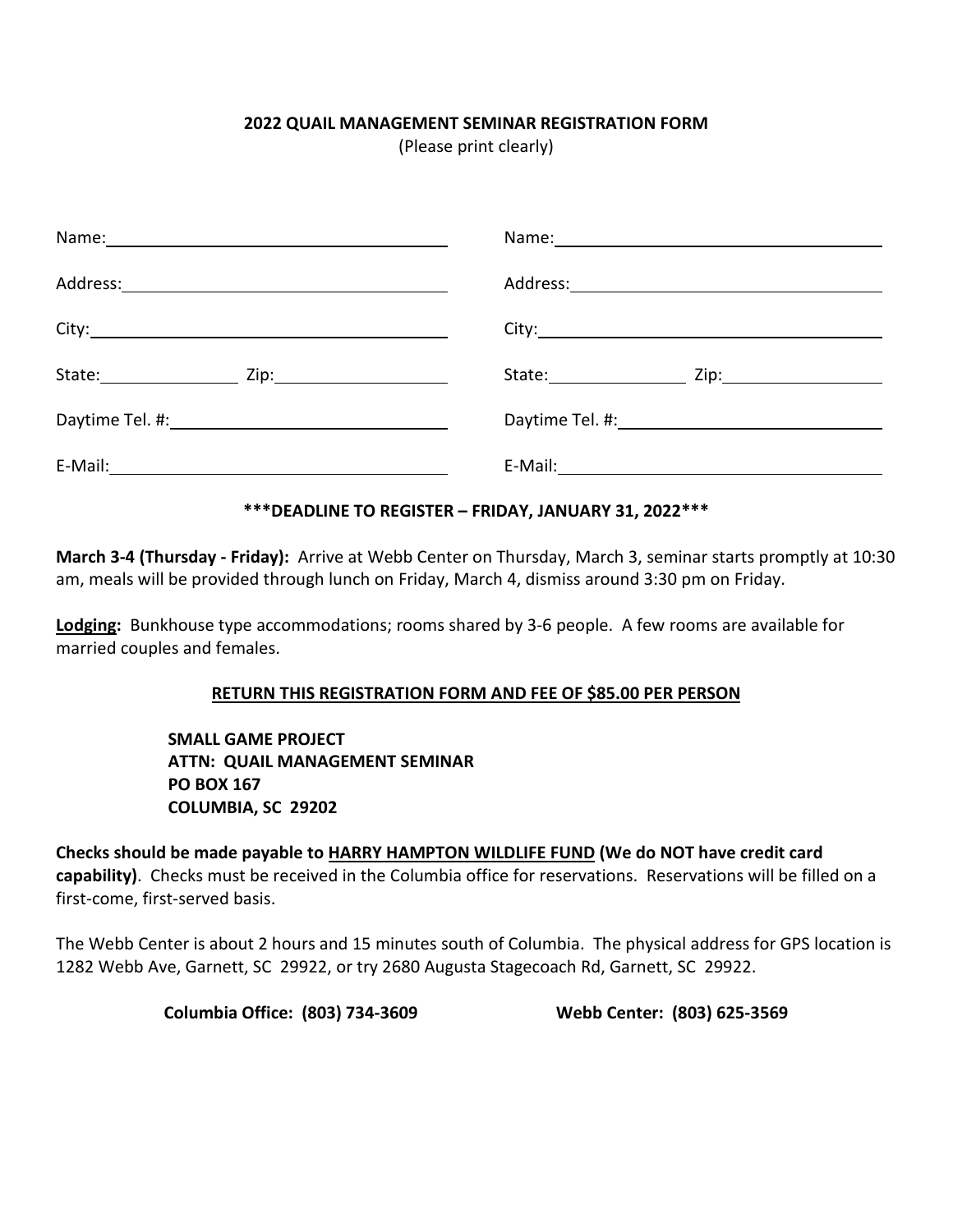**2022 QUAIL MANAGEMENT SEMINAR REGISTRATION FORM**

(Please print clearly)

Name:\_\_\_\_\_\_\_\_\_\_\_\_\_\_\_\_\_\_\_\_\_\_\_\_\_\_\_\_\_\_\_\_\_\_\_\_

Address:\_\_\_\_\_\_\_\_\_\_\_\_\_\_\_\_\_\_\_\_\_\_\_\_\_\_\_\_\_\_\_\_\_\_

City:\_\_\_\_\_\_\_\_\_\_\_\_\_\_\_\_\_\_\_\_\_\_\_\_\_\_\_\_\_\_\_\_\_\_\_\_\_\_

State:\_\_\_\_\_\_\_\_\_\_\_\_ Zip:\_\_\_\_\_\_\_\_\_\_\_\_\_\_\_\_

Daytime Tel. #:\_\_\_\_\_\_\_\_\_\_\_\_\_\_\_\_\_\_\_\_\_\_\_\_\_\_\_\_

E-Mail:\_\_\_\_\_\_\_\_\_\_\_\_\_\_\_\_\_\_\_\_\_\_\_\_\_\_\_\_\_\_\_\_\_\_\_

Name:\_\_\_\_\_\_\_\_\_\_\_\_\_\_\_\_\_\_\_\_\_\_\_\_\_\_\_\_\_\_\_\_\_\_\_\_

Address:\_\_\_\_\_\_\_\_\_\_\_\_\_\_\_\_\_\_\_\_\_\_\_\_\_\_\_\_\_\_\_\_\_\_

City:\_\_\_\_\_\_\_\_\_\_\_\_\_\_\_\_\_\_\_\_\_\_\_\_\_\_\_\_\_\_\_\_\_\_\_\_\_\_

State:\_\_\_\_\_\_\_\_\_\_\_\_ Zip:\_\_\_\_\_\_\_\_\_\_\_\_\_\_\_\_

Daytime Tel. #:\_\_\_\_\_\_\_\_\_\_\_\_\_\_\_\_\_\_\_\_\_\_\_\_\_\_\_\_

E-Mail:\_\_\_\_\_\_\_\_\_\_\_\_\_\_\_\_\_\_\_\_\_\_\_\_\_\_\_\_\_\_\_\_\_\_\_

**\*\*\*DEADLINE TO REGISTER – FRIDAY, JANUARY 31, 2022\*\*\***

**March 3-4 (Thursday - Friday):** Arrive at Webb Center on Thursday, March 3, seminar starts promptly at 10:30 am, meals will be provided through lunch on Friday, March 4, dismiss around 3:30 pm on Friday.

**Lodging:** Bunkhouse type accommodations; rooms shared by 3-6 people. A few rooms are available for married couples and females.

**RETURN THIS REGISTRATION FORM AND FEE OF $85.00 PER PERSON**

**SMALL GAME PROJECT**
**ATTN: QUAIL MANAGEMENT SEMINAR**
**PO BOX 167**
**COLUMBIA, SC 29202**

**Checks should be made payable to HARRY HAMPTON WILDLIFE FUND (We do NOT have credit card capability)**. Checks must be received in the Columbia office for reservations. Reservations will be filled on a first-come, first-served basis.

The Webb Center is about 2 hours and 15 minutes south of Columbia. The physical address for GPS location is 1282 Webb Ave, Garnett, SC 29922, or try 2680 Augusta Stagecoach Rd, Garnett, SC 29922.

**Columbia Office: (803) 734-3609** **Webb Center: (803) 625-3569**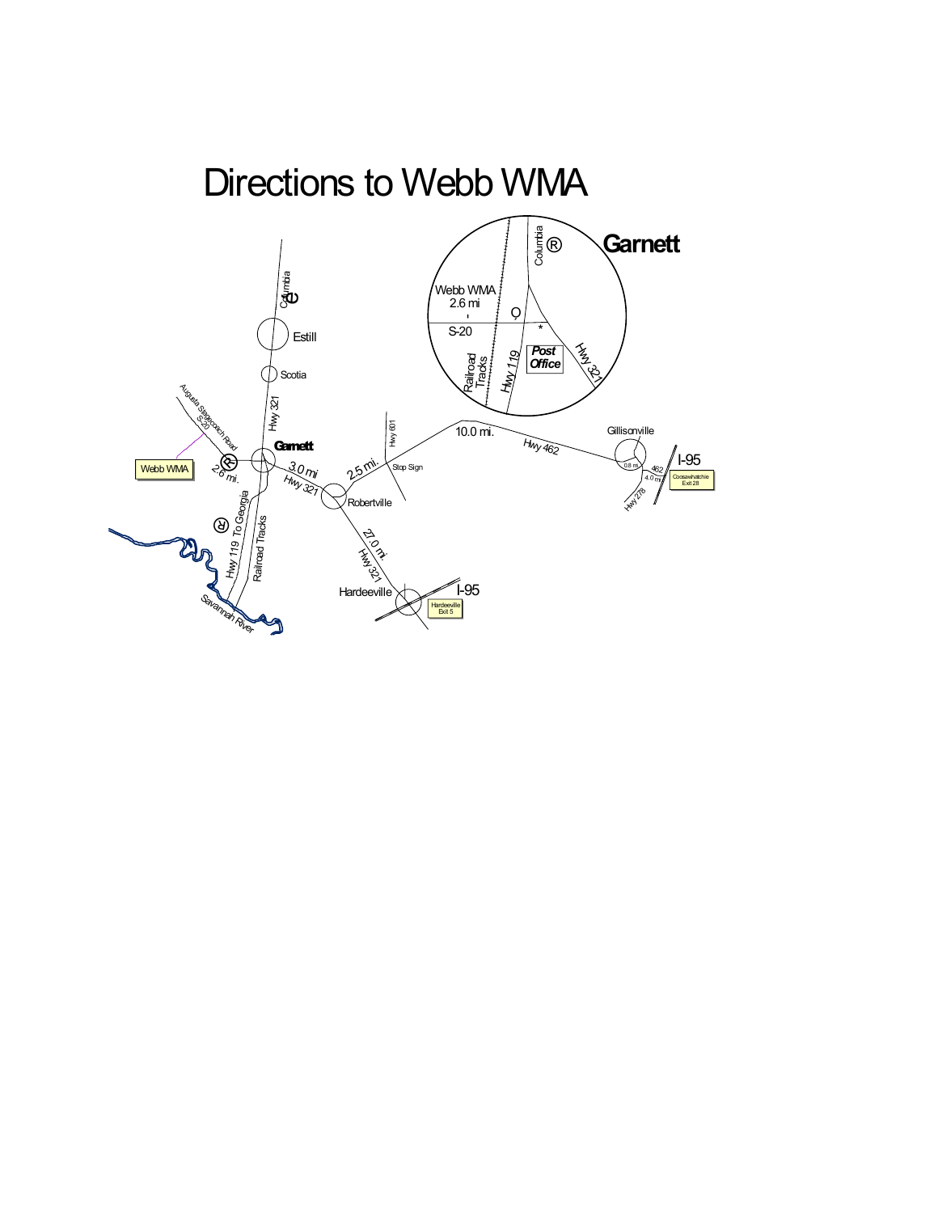# Directions to Webb WMA

Garnett

Columbia

Webb WMA
2.6 mi

S-20

Railroad Tracks

Hwy 119

Post Office

Hwy 321

Columbia

Estill

Scotia

Hwy 321

Augusta Stagecoach Road
S-20

Garnett

Webb WMA

2.6 mi.

3.0 mi

Hwy 321

Robertville

2.5 mi.

Hwy 601

Stop Sign

10.0 mi.

Hwy 462

Gillisonville

0.8 mi

462

4.0 mi

Hwy 278

I-95

Coosawhatchie
Exit 28

Hwy 119 To Georgia

Railroad Tracks

Savannah River

27.0 mi.

Hwy 321

Hardeeville

I-95

Hardeeville
Exit 5